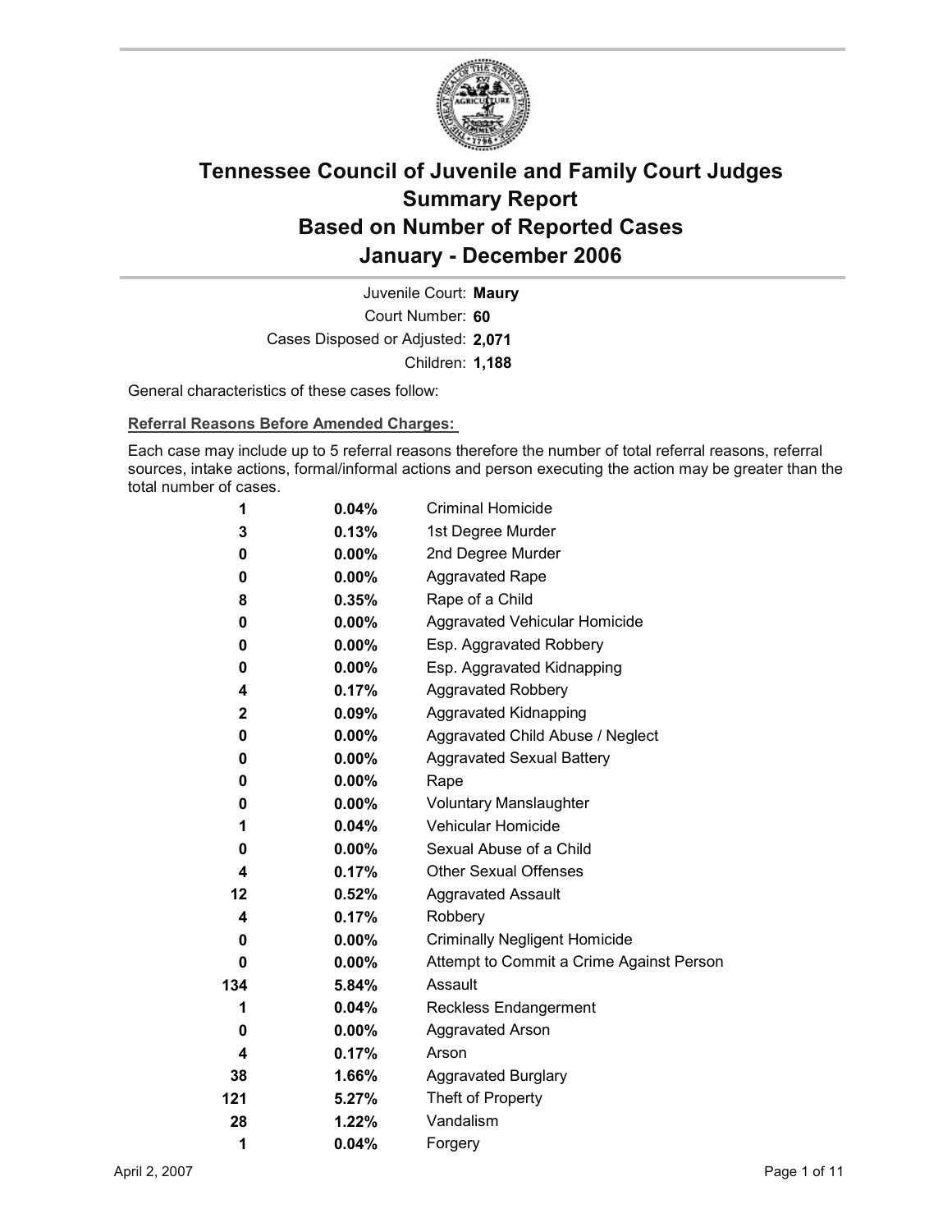# Tennessee Council of Juvenile and Family Court Judges
# Summary Report
# Based on Number of Reported Cases
# January - December 2006

Juvenile Court: **Maury**
Court Number: **60**
Cases Disposed or Adjusted: **2,071**
Children: **1,188**

General characteristics of these cases follow:

**Referral Reasons Before Amended Charges:**

Each case may include up to 5 referral reasons therefore the number of total referral reasons, referral sources, intake actions, formal/informal actions and person executing the action may be greater than the total number of cases.

| | | |
|---|---|---|
| 1 | 0.04% | Criminal Homicide |
| 3 | 0.13% | 1st Degree Murder |
| 0 | 0.00% | 2nd Degree Murder |
| 0 | 0.00% | Aggravated Rape |
| 8 | 0.35% | Rape of a Child |
| 0 | 0.00% | Aggravated Vehicular Homicide |
| 0 | 0.00% | Esp. Aggravated Robbery |
| 0 | 0.00% | Esp. Aggravated Kidnapping |
| 4 | 0.17% | Aggravated Robbery |
| 2 | 0.09% | Aggravated Kidnapping |
| 0 | 0.00% | Aggravated Child Abuse / Neglect |
| 0 | 0.00% | Aggravated Sexual Battery |
| 0 | 0.00% | Rape |
| 0 | 0.00% | Voluntary Manslaughter |
| 1 | 0.04% | Vehicular Homicide |
| 0 | 0.00% | Sexual Abuse of a Child |
| 4 | 0.17% | Other Sexual Offenses |
| 12 | 0.52% | Aggravated Assault |
| 4 | 0.17% | Robbery |
| 0 | 0.00% | Criminally Negligent Homicide |
| 0 | 0.00% | Attempt to Commit a Crime Against Person |
| 134 | 5.84% | Assault |
| 1 | 0.04% | Reckless Endangerment |
| 0 | 0.00% | Aggravated Arson |
| 4 | 0.17% | Arson |
| 38 | 1.66% | Aggravated Burglary |
| 121 | 5.27% | Theft of Property |
| 28 | 1.22% | Vandalism |
| 1 | 0.04% | Forgery |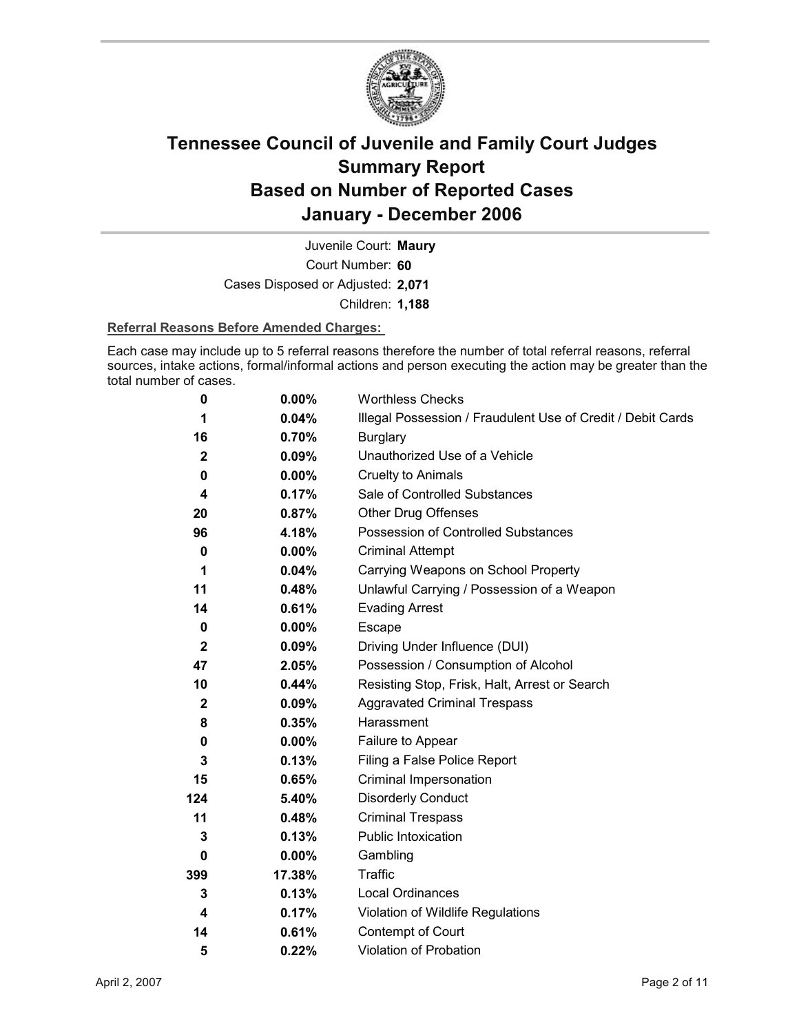# Tennessee Council of Juvenile and Family Court Judges
# Summary Report
# Based on Number of Reported Cases
# January - December 2006

Juvenile Court: **Maury**
Court Number: **60**
Cases Disposed or Adjusted: **2,071**
Children: **1,188**

**Referral Reasons Before Amended Charges:**

Each case may include up to 5 referral reasons therefore the number of total referral reasons, referral sources, intake actions, formal/informal actions and person executing the action may be greater than the total number of cases.

| Count | Percent | Referral Reason |
|---|---|---|
| **0** | **0.00%** | Worthless Checks |
| **1** | **0.04%** | Illegal Possession / Fraudulent Use of Credit / Debit Cards |
| **16** | **0.70%** | Burglary |
| **2** | **0.09%** | Unauthorized Use of a Vehicle |
| **0** | **0.00%** | Cruelty to Animals |
| **4** | **0.17%** | Sale of Controlled Substances |
| **20** | **0.87%** | Other Drug Offenses |
| **96** | **4.18%** | Possession of Controlled Substances |
| **0** | **0.00%** | Criminal Attempt |
| **1** | **0.04%** | Carrying Weapons on School Property |
| **11** | **0.48%** | Unlawful Carrying / Possession of a Weapon |
| **14** | **0.61%** | Evading Arrest |
| **0** | **0.00%** | Escape |
| **2** | **0.09%** | Driving Under Influence (DUI) |
| **47** | **2.05%** | Possession / Consumption of Alcohol |
| **10** | **0.44%** | Resisting Stop, Frisk, Halt, Arrest or Search |
| **2** | **0.09%** | Aggravated Criminal Trespass |
| **8** | **0.35%** | Harassment |
| **0** | **0.00%** | Failure to Appear |
| **3** | **0.13%** | Filing a False Police Report |
| **15** | **0.65%** | Criminal Impersonation |
| **124** | **5.40%** | Disorderly Conduct |
| **11** | **0.48%** | Criminal Trespass |
| **3** | **0.13%** | Public Intoxication |
| **0** | **0.00%** | Gambling |
| **399** | **17.38%** | Traffic |
| **3** | **0.13%** | Local Ordinances |
| **4** | **0.17%** | Violation of Wildlife Regulations |
| **14** | **0.61%** | Contempt of Court |
| **5** | **0.22%** | Violation of Probation |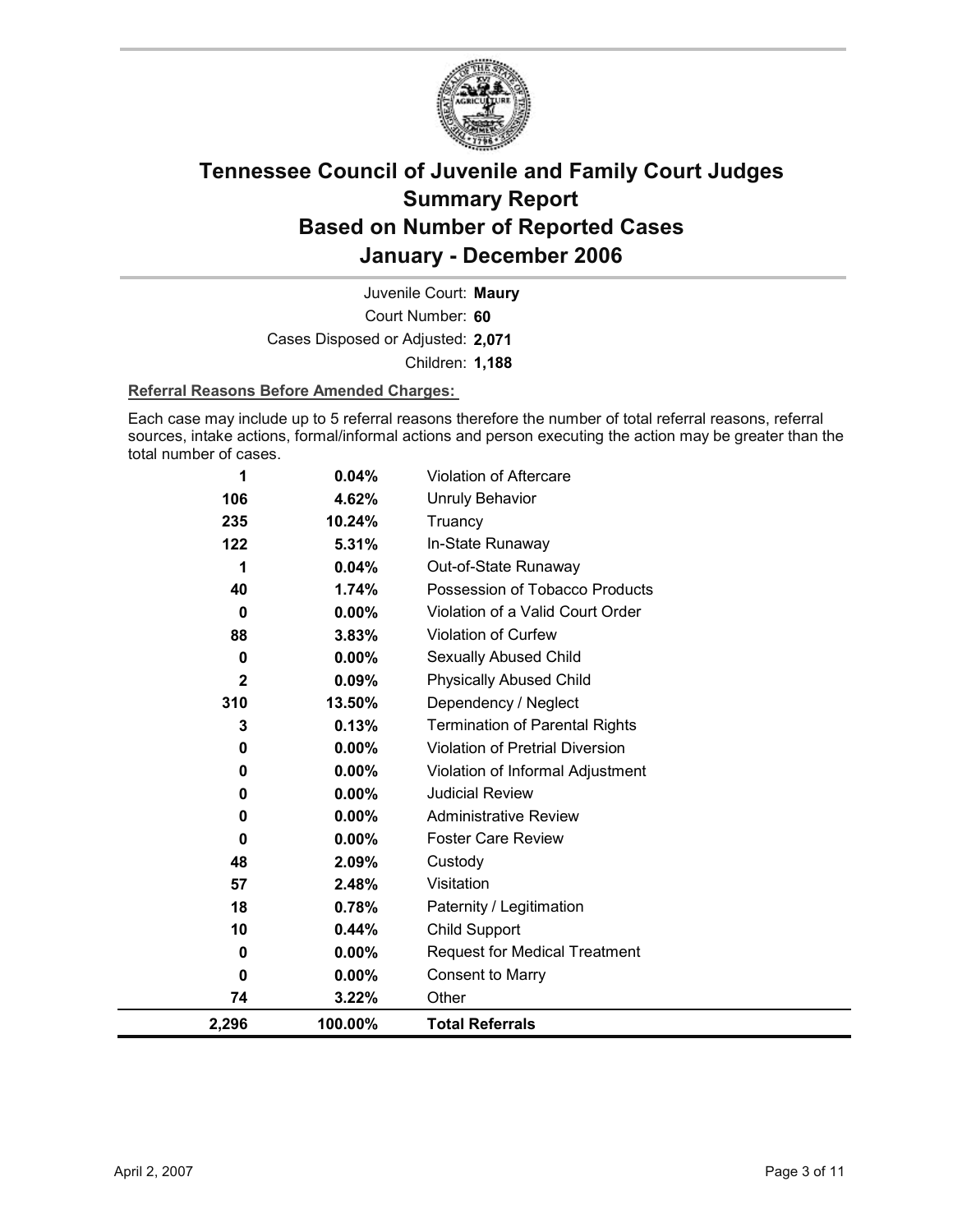# Tennessee Council of Juvenile and Family Court Judges
# Summary Report
# Based on Number of Reported Cases
# January - December 2006

Juvenile Court: **Maury**
Court Number: **60**
Cases Disposed or Adjusted: **2,071**
Children: **1,188**

**Referral Reasons Before Amended Charges:**

Each case may include up to 5 referral reasons therefore the number of total referral reasons, referral sources, intake actions, formal/informal actions and person executing the action may be greater than the total number of cases.

| Count | Percent | Referral Reason |
|---|---|---|
| 1 | 0.04% | Violation of Aftercare |
| 106 | 4.62% | Unruly Behavior |
| 235 | 10.24% | Truancy |
| 122 | 5.31% | In-State Runaway |
| 1 | 0.04% | Out-of-State Runaway |
| 40 | 1.74% | Possession of Tobacco Products |
| 0 | 0.00% | Violation of a Valid Court Order |
| 88 | 3.83% | Violation of Curfew |
| 0 | 0.00% | Sexually Abused Child |
| 2 | 0.09% | Physically Abused Child |
| 310 | 13.50% | Dependency / Neglect |
| 3 | 0.13% | Termination of Parental Rights |
| 0 | 0.00% | Violation of Pretrial Diversion |
| 0 | 0.00% | Violation of Informal Adjustment |
| 0 | 0.00% | Judicial Review |
| 0 | 0.00% | Administrative Review |
| 0 | 0.00% | Foster Care Review |
| 48 | 2.09% | Custody |
| 57 | 2.48% | Visitation |
| 18 | 0.78% | Paternity / Legitimation |
| 10 | 0.44% | Child Support |
| 0 | 0.00% | Request for Medical Treatment |
| 0 | 0.00% | Consent to Marry |
| 74 | 3.22% | Other |
| **2,296** | **100.00%** | **Total Referrals** |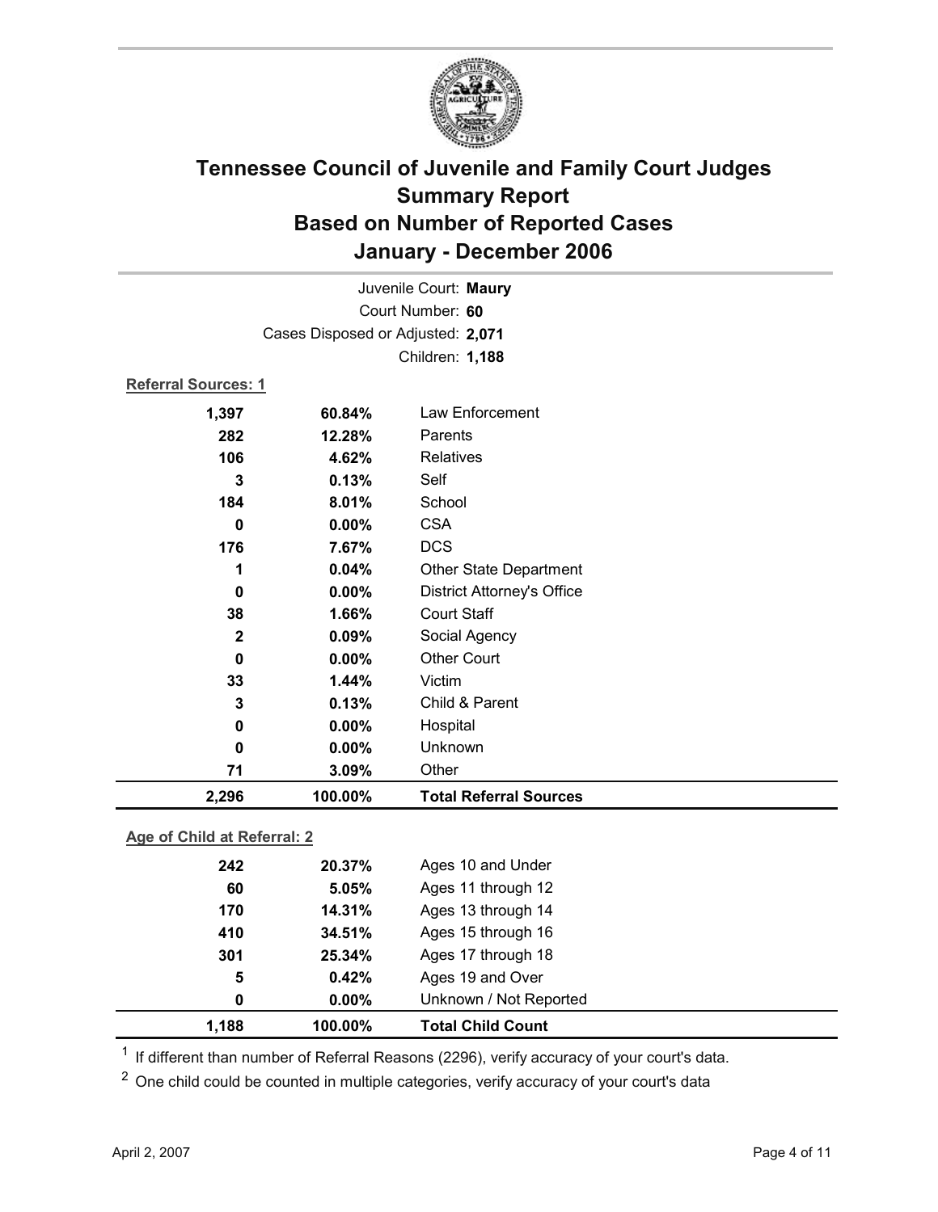# Tennessee Council of Juvenile and Family Court Judges
## Summary Report
## Based on Number of Reported Cases
## January - December 2006

Juvenile Court: **Maury**
Court Number: **60**
Cases Disposed or Adjusted: **2,071**
Children: **1,188**

**Referral Sources: 1**

| Count | Percent | Source |
|---|---|---|
| 1,397 | 60.84% | Law Enforcement |
| 282 | 12.28% | Parents |
| 106 | 4.62% | Relatives |
| 3 | 0.13% | Self |
| 184 | 8.01% | School |
| 0 | 0.00% | CSA |
| 176 | 7.67% | DCS |
| 1 | 0.04% | Other State Department |
| 0 | 0.00% | District Attorney's Office |
| 38 | 1.66% | Court Staff |
| 2 | 0.09% | Social Agency |
| 0 | 0.00% | Other Court |
| 33 | 1.44% | Victim |
| 3 | 0.13% | Child & Parent |
| 0 | 0.00% | Hospital |
| 0 | 0.00% | Unknown |
| 71 | 3.09% | Other |
| **2,296** | **100.00%** | **Total Referral Sources** |

**Age of Child at Referral: 2**

| Count | Percent | Age |
|---|---|---|
| 242 | 20.37% | Ages 10 and Under |
| 60 | 5.05% | Ages 11 through 12 |
| 170 | 14.31% | Ages 13 through 14 |
| 410 | 34.51% | Ages 15 through 16 |
| 301 | 25.34% | Ages 17 through 18 |
| 5 | 0.42% | Ages 19 and Over |
| 0 | 0.00% | Unknown / Not Reported |
| **1,188** | **100.00%** | **Total Child Count** |

[1] If different than number of Referral Reasons (2296), verify accuracy of your court's data.

[2] One child could be counted in multiple categories, verify accuracy of your court's data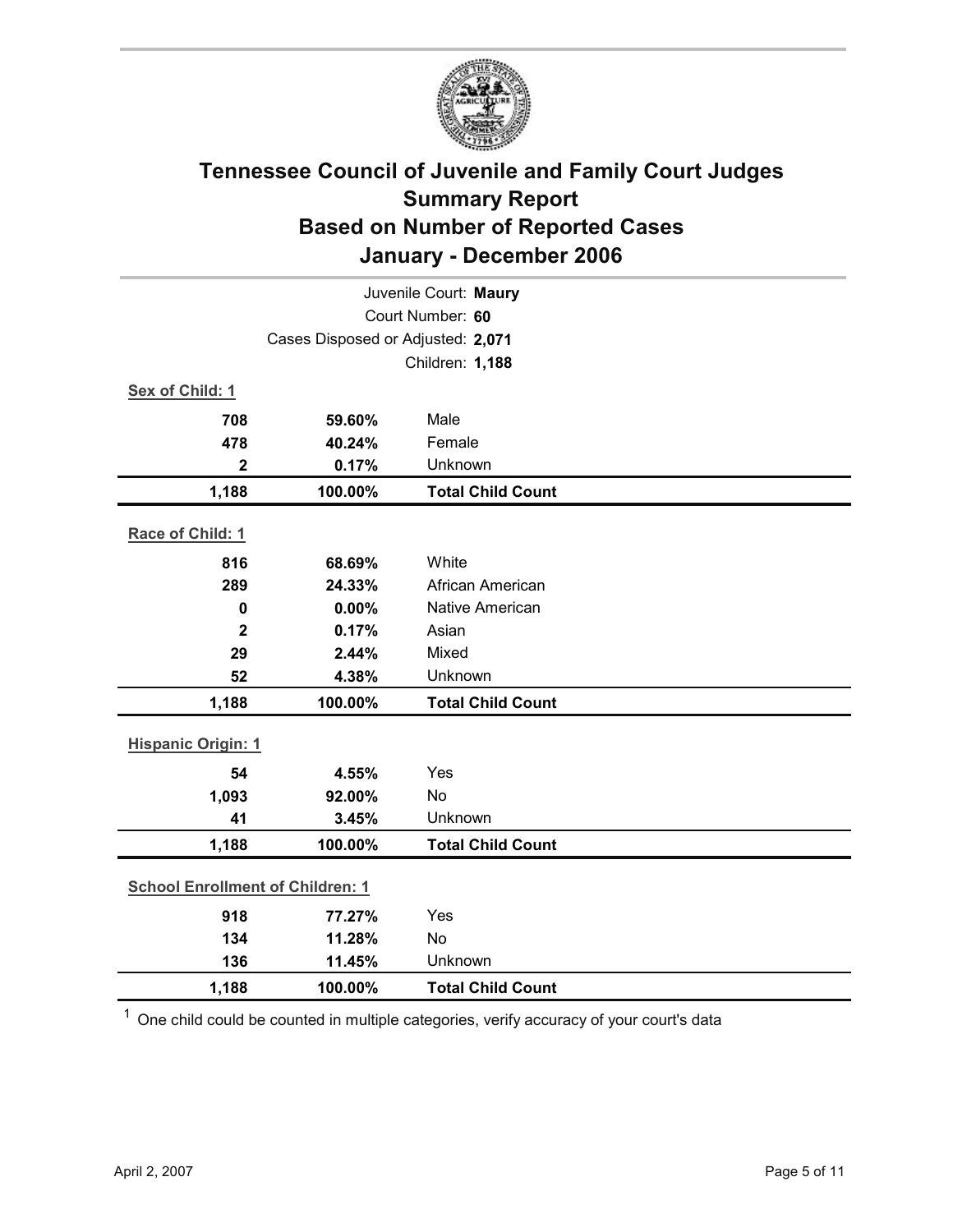# Tennessee Council of Juvenile and Family Court Judges
## Summary Report
## Based on Number of Reported Cases
## January - December 2006

Juvenile Court: **Maury**
Court Number: **60**
Cases Disposed or Adjusted: **2,071**
Children: **1,188**

**Sex of Child: 1**

| | | |
|---|---|---|
| **708** | **59.60%** | Male |
| **478** | **40.24%** | Female |
| **2** | **0.17%** | Unknown |
| **1,188** | **100.00%** | **Total Child Count** |

**Race of Child: 1**

| | | |
|---|---|---|
| **816** | **68.69%** | White |
| **289** | **24.33%** | African American |
| **0** | **0.00%** | Native American |
| **2** | **0.17%** | Asian |
| **29** | **2.44%** | Mixed |
| **52** | **4.38%** | Unknown |
| **1,188** | **100.00%** | **Total Child Count** |

**Hispanic Origin: 1**

| | | |
|---|---|---|
| **54** | **4.55%** | Yes |
| **1,093** | **92.00%** | No |
| **41** | **3.45%** | Unknown |
| **1,188** | **100.00%** | **Total Child Count** |

**School Enrollment of Children: 1**

| | | |
|---|---|---|
| **918** | **77.27%** | Yes |
| **134** | **11.28%** | No |
| **136** | **11.45%** | Unknown |
| **1,188** | **100.00%** | **Total Child Count** |

[1] One child could be counted in multiple categories, verify accuracy of your court's data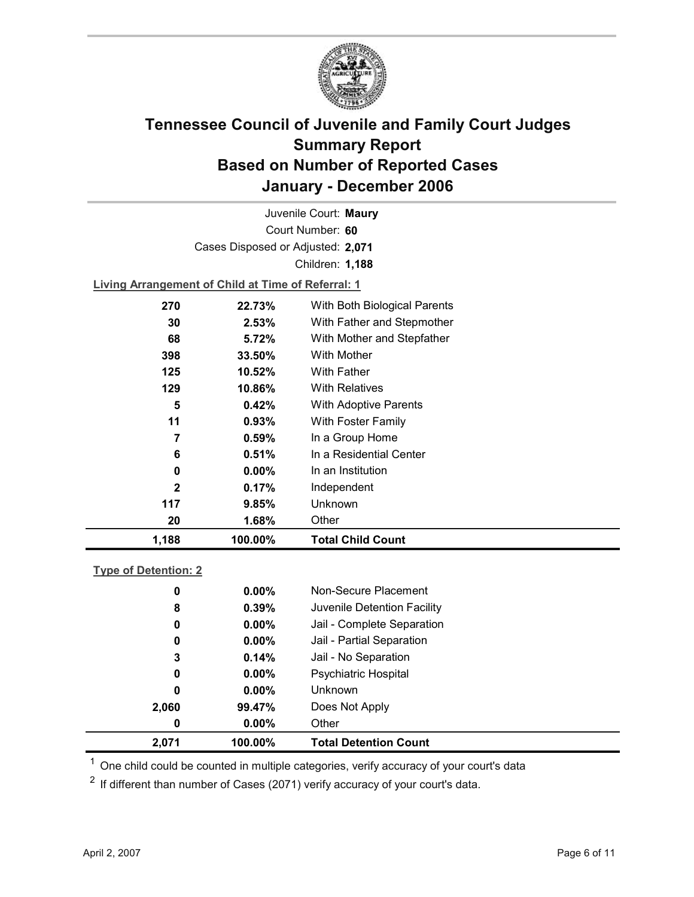# Tennessee Council of Juvenile and Family Court Judges Summary Report Based on Number of Reported Cases January - December 2006

Juvenile Court: **Maury**

Court Number: **60**

Cases Disposed or Adjusted: **2,071**

Children: **1,188**

**Living Arrangement of Child at Time of Referral: 1**

| Count | Percent | Category |
|---|---|---|
| 270 | 22.73% | With Both Biological Parents |
| 30 | 2.53% | With Father and Stepmother |
| 68 | 5.72% | With Mother and Stepfather |
| 398 | 33.50% | With Mother |
| 125 | 10.52% | With Father |
| 129 | 10.86% | With Relatives |
| 5 | 0.42% | With Adoptive Parents |
| 11 | 0.93% | With Foster Family |
| 7 | 0.59% | In a Group Home |
| 6 | 0.51% | In a Residential Center |
| 0 | 0.00% | In an Institution |
| 2 | 0.17% | Independent |
| 117 | 9.85% | Unknown |
| 20 | 1.68% | Other |
| **1,188** | **100.00%** | **Total Child Count** |

**Type of Detention: 2**

| Count | Percent | Category |
|---|---|---|
| 0 | 0.00% | Non-Secure Placement |
| 8 | 0.39% | Juvenile Detention Facility |
| 0 | 0.00% | Jail - Complete Separation |
| 0 | 0.00% | Jail - Partial Separation |
| 3 | 0.14% | Jail - No Separation |
| 0 | 0.00% | Psychiatric Hospital |
| 0 | 0.00% | Unknown |
| 2,060 | 99.47% | Does Not Apply |
| 0 | 0.00% | Other |
| **2,071** | **100.00%** | **Total Detention Count** |

[1] One child could be counted in multiple categories, verify accuracy of your court's data

[2] If different than number of Cases (2071) verify accuracy of your court's data.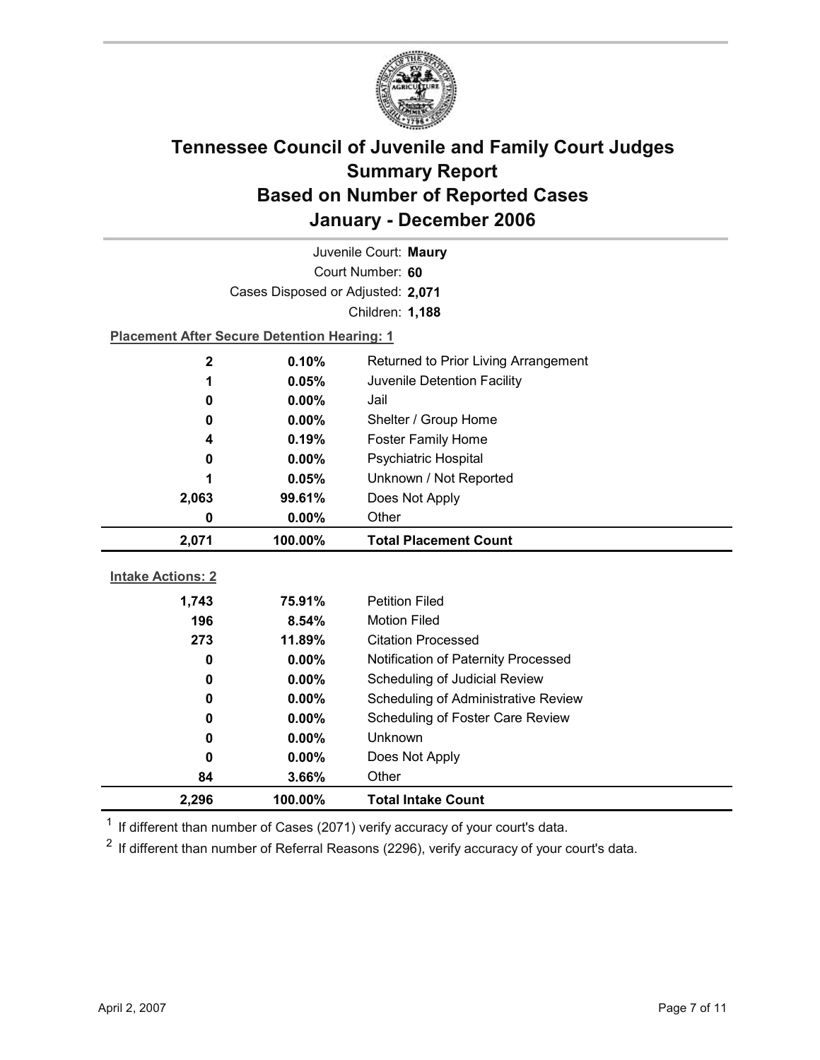# Tennessee Council of Juvenile and Family Court Judges
## Summary Report
## Based on Number of Reported Cases
## January - December 2006

Juvenile Court: **Maury**

Court Number: **60**

Cases Disposed or Adjusted: **2,071**

Children: **1,188**

**Placement After Secure Detention Hearing: 1**

| Count | Percent | Placement |
|---|---|---|
| 2 | 0.10% | Returned to Prior Living Arrangement |
| 1 | 0.05% | Juvenile Detention Facility |
| 0 | 0.00% | Jail |
| 0 | 0.00% | Shelter / Group Home |
| 4 | 0.19% | Foster Family Home |
| 0 | 0.00% | Psychiatric Hospital |
| 1 | 0.05% | Unknown / Not Reported |
| 2,063 | 99.61% | Does Not Apply |
| 0 | 0.00% | Other |
| **2,071** | **100.00%** | **Total Placement Count** |

**Intake Actions: 2**

| Count | Percent | Intake Action |
|---|---|---|
| 1,743 | 75.91% | Petition Filed |
| 196 | 8.54% | Motion Filed |
| 273 | 11.89% | Citation Processed |
| 0 | 0.00% | Notification of Paternity Processed |
| 0 | 0.00% | Scheduling of Judicial Review |
| 0 | 0.00% | Scheduling of Administrative Review |
| 0 | 0.00% | Scheduling of Foster Care Review |
| 0 | 0.00% | Unknown |
| 0 | 0.00% | Does Not Apply |
| 84 | 3.66% | Other |
| **2,296** | **100.00%** | **Total Intake Count** |

[1] If different than number of Cases (2071) verify accuracy of your court's data.

[2] If different than number of Referral Reasons (2296), verify accuracy of your court's data.

April 2, 2007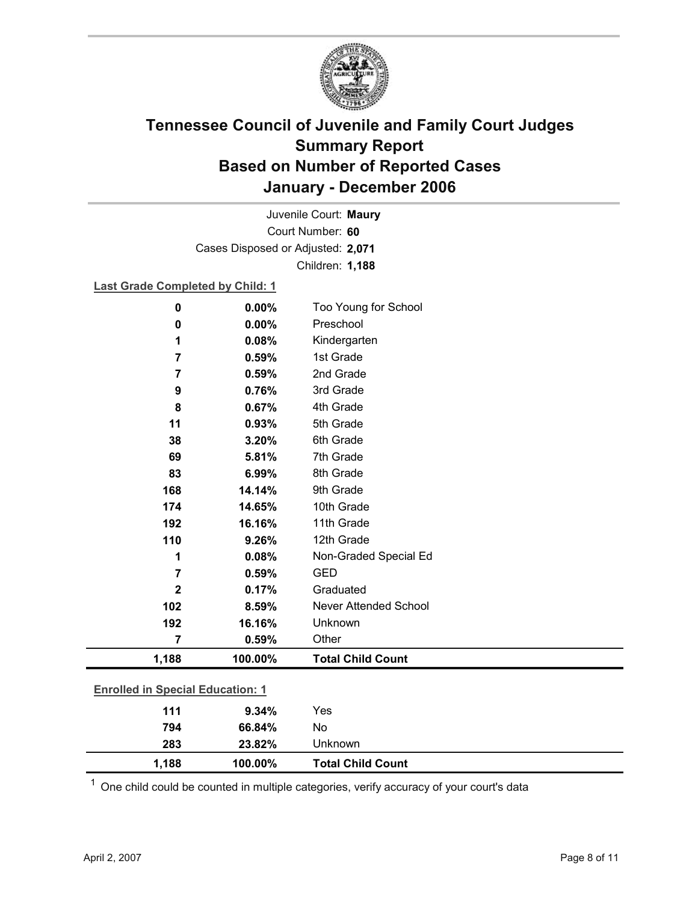# Tennessee Council of Juvenile and Family Court Judges
## Summary Report
## Based on Number of Reported Cases
## January - December 2006

Juvenile Court: **Maury**
Court Number: **60**
Cases Disposed or Adjusted: **2,071**
Children: **1,188**

**Last Grade Completed by Child: 1**

| Count | Percent | Category |
|---|---|---|
| 0 | 0.00% | Too Young for School |
| 0 | 0.00% | Preschool |
| 1 | 0.08% | Kindergarten |
| 7 | 0.59% | 1st Grade |
| 7 | 0.59% | 2nd Grade |
| 9 | 0.76% | 3rd Grade |
| 8 | 0.67% | 4th Grade |
| 11 | 0.93% | 5th Grade |
| 38 | 3.20% | 6th Grade |
| 69 | 5.81% | 7th Grade |
| 83 | 6.99% | 8th Grade |
| 168 | 14.14% | 9th Grade |
| 174 | 14.65% | 10th Grade |
| 192 | 16.16% | 11th Grade |
| 110 | 9.26% | 12th Grade |
| 1 | 0.08% | Non-Graded Special Ed |
| 7 | 0.59% | GED |
| 2 | 0.17% | Graduated |
| 102 | 8.59% | Never Attended School |
| 192 | 16.16% | Unknown |
| 7 | 0.59% | Other |
| **1,188** | **100.00%** | **Total Child Count** |

**Enrolled in Special Education: 1**

| Count | Percent | Category |
|---|---|---|
| 111 | 9.34% | Yes |
| 794 | 66.84% | No |
| 283 | 23.82% | Unknown |
| **1,188** | **100.00%** | **Total Child Count** |

[1] One child could be counted in multiple categories, verify accuracy of your court's data

April 2, 2007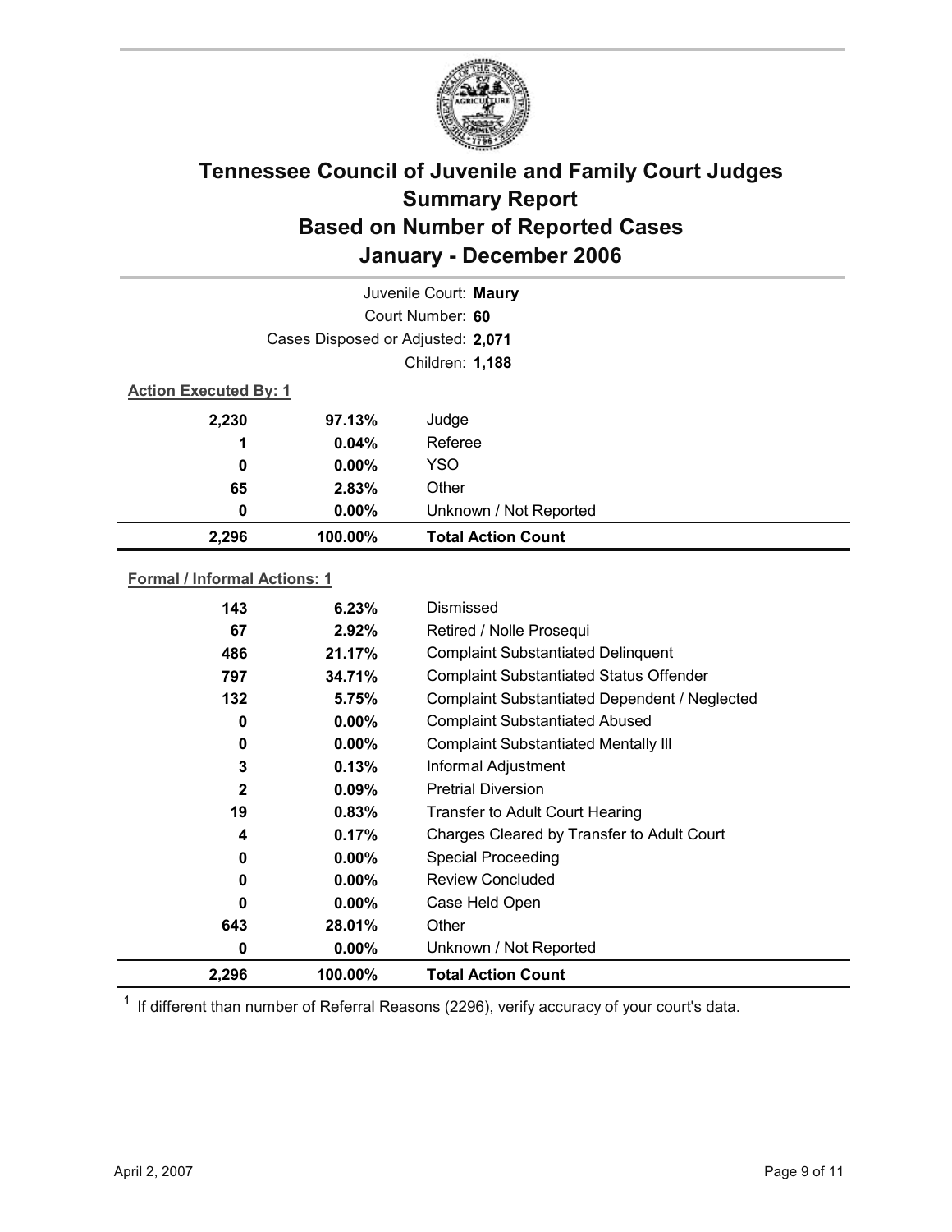# Tennessee Council of Juvenile and Family Court Judges Summary Report Based on Number of Reported Cases January - December 2006

Juvenile Court: **Maury**
Court Number: **60**
Cases Disposed or Adjusted: **2,071**
Children: **1,188**

**Action Executed By: 1**

| | | |
|---|---|---|
| 2,230 | 97.13% | Judge |
| 1 | 0.04% | Referee |
| 0 | 0.00% | YSO |
| 65 | 2.83% | Other |
| 0 | 0.00% | Unknown / Not Reported |
| **2,296** | **100.00%** | **Total Action Count** |

**Formal / Informal Actions: 1**

| | | |
|---|---|---|
| 143 | 6.23% | Dismissed |
| 67 | 2.92% | Retired / Nolle Prosequi |
| 486 | 21.17% | Complaint Substantiated Delinquent |
| 797 | 34.71% | Complaint Substantiated Status Offender |
| 132 | 5.75% | Complaint Substantiated Dependent / Neglected |
| 0 | 0.00% | Complaint Substantiated Abused |
| 0 | 0.00% | Complaint Substantiated Mentally Ill |
| 3 | 0.13% | Informal Adjustment |
| 2 | 0.09% | Pretrial Diversion |
| 19 | 0.83% | Transfer to Adult Court Hearing |
| 4 | 0.17% | Charges Cleared by Transfer to Adult Court |
| 0 | 0.00% | Special Proceeding |
| 0 | 0.00% | Review Concluded |
| 0 | 0.00% | Case Held Open |
| 643 | 28.01% | Other |
| 0 | 0.00% | Unknown / Not Reported |
| **2,296** | **100.00%** | **Total Action Count** |

[1] If different than number of Referral Reasons (2296), verify accuracy of your court's data.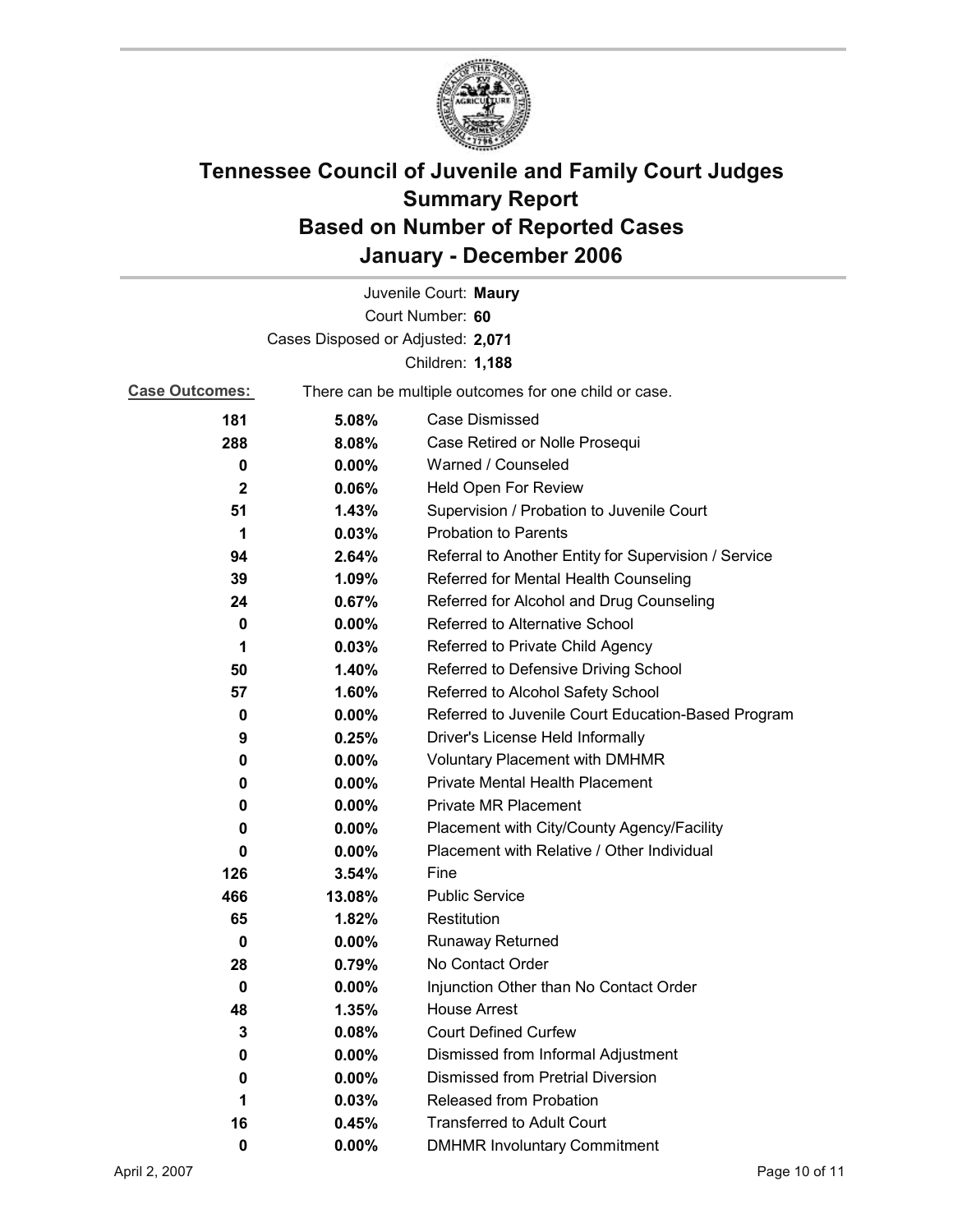# Tennessee Council of Juvenile and Family Court Judges
# Summary Report
# Based on Number of Reported Cases
# January - December 2006

Juvenile Court: **Maury**

Court Number: **60**

Cases Disposed or Adjusted: **2,071**

Children: **1,188**

**Case Outcomes:** There can be multiple outcomes for one child or case.

| Count | Percent | Outcome |
|---|---|---|
| 181 | 5.08% | Case Dismissed |
| 288 | 8.08% | Case Retired or Nolle Prosequi |
| 0 | 0.00% | Warned / Counseled |
| 2 | 0.06% | Held Open For Review |
| 51 | 1.43% | Supervision / Probation to Juvenile Court |
| 1 | 0.03% | Probation to Parents |
| 94 | 2.64% | Referral to Another Entity for Supervision / Service |
| 39 | 1.09% | Referred for Mental Health Counseling |
| 24 | 0.67% | Referred for Alcohol and Drug Counseling |
| 0 | 0.00% | Referred to Alternative School |
| 1 | 0.03% | Referred to Private Child Agency |
| 50 | 1.40% | Referred to Defensive Driving School |
| 57 | 1.60% | Referred to Alcohol Safety School |
| 0 | 0.00% | Referred to Juvenile Court Education-Based Program |
| 9 | 0.25% | Driver's License Held Informally |
| 0 | 0.00% | Voluntary Placement with DMHMR |
| 0 | 0.00% | Private Mental Health Placement |
| 0 | 0.00% | Private MR Placement |
| 0 | 0.00% | Placement with City/County Agency/Facility |
| 0 | 0.00% | Placement with Relative / Other Individual |
| 126 | 3.54% | Fine |
| 466 | 13.08% | Public Service |
| 65 | 1.82% | Restitution |
| 0 | 0.00% | Runaway Returned |
| 28 | 0.79% | No Contact Order |
| 0 | 0.00% | Injunction Other than No Contact Order |
| 48 | 1.35% | House Arrest |
| 3 | 0.08% | Court Defined Curfew |
| 0 | 0.00% | Dismissed from Informal Adjustment |
| 0 | 0.00% | Dismissed from Pretrial Diversion |
| 1 | 0.03% | Released from Probation |
| 16 | 0.45% | Transferred to Adult Court |
| 0 | 0.00% | DMHMR Involuntary Commitment |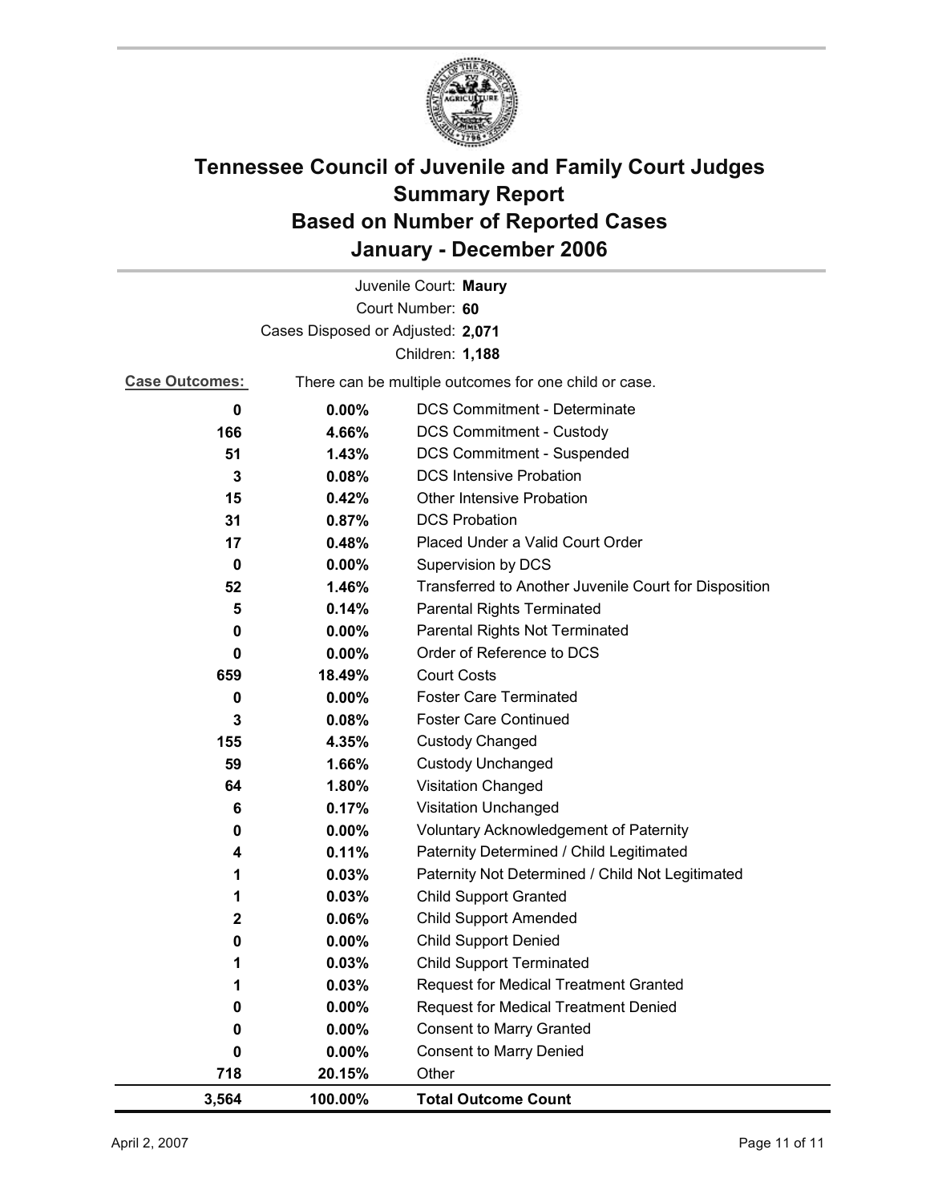# Tennessee Council of Juvenile and Family Court Judges
# Summary Report
# Based on Number of Reported Cases
# January - December 2006

Juvenile Court: **Maury**
Court Number: **60**
Cases Disposed or Adjusted: **2,071**
Children: **1,188**

**Case Outcomes:** There can be multiple outcomes for one child or case.

| | | |
|---|---|---|
| 0 | 0.00% | DCS Commitment - Determinate |
| 166 | 4.66% | DCS Commitment - Custody |
| 51 | 1.43% | DCS Commitment - Suspended |
| 3 | 0.08% | DCS Intensive Probation |
| 15 | 0.42% | Other Intensive Probation |
| 31 | 0.87% | DCS Probation |
| 17 | 0.48% | Placed Under a Valid Court Order |
| 0 | 0.00% | Supervision by DCS |
| 52 | 1.46% | Transferred to Another Juvenile Court for Disposition |
| 5 | 0.14% | Parental Rights Terminated |
| 0 | 0.00% | Parental Rights Not Terminated |
| 0 | 0.00% | Order of Reference to DCS |
| 659 | 18.49% | Court Costs |
| 0 | 0.00% | Foster Care Terminated |
| 3 | 0.08% | Foster Care Continued |
| 155 | 4.35% | Custody Changed |
| 59 | 1.66% | Custody Unchanged |
| 64 | 1.80% | Visitation Changed |
| 6 | 0.17% | Visitation Unchanged |
| 0 | 0.00% | Voluntary Acknowledgement of Paternity |
| 4 | 0.11% | Paternity Determined / Child Legitimated |
| 1 | 0.03% | Paternity Not Determined / Child Not Legitimated |
| 1 | 0.03% | Child Support Granted |
| 2 | 0.06% | Child Support Amended |
| 0 | 0.00% | Child Support Denied |
| 1 | 0.03% | Child Support Terminated |
| 1 | 0.03% | Request for Medical Treatment Granted |
| 0 | 0.00% | Request for Medical Treatment Denied |
| 0 | 0.00% | Consent to Marry Granted |
| 0 | 0.00% | Consent to Marry Denied |
| 718 | 20.15% | Other |
| **3,564** | **100.00%** | **Total Outcome Count** |

April 2, 2007